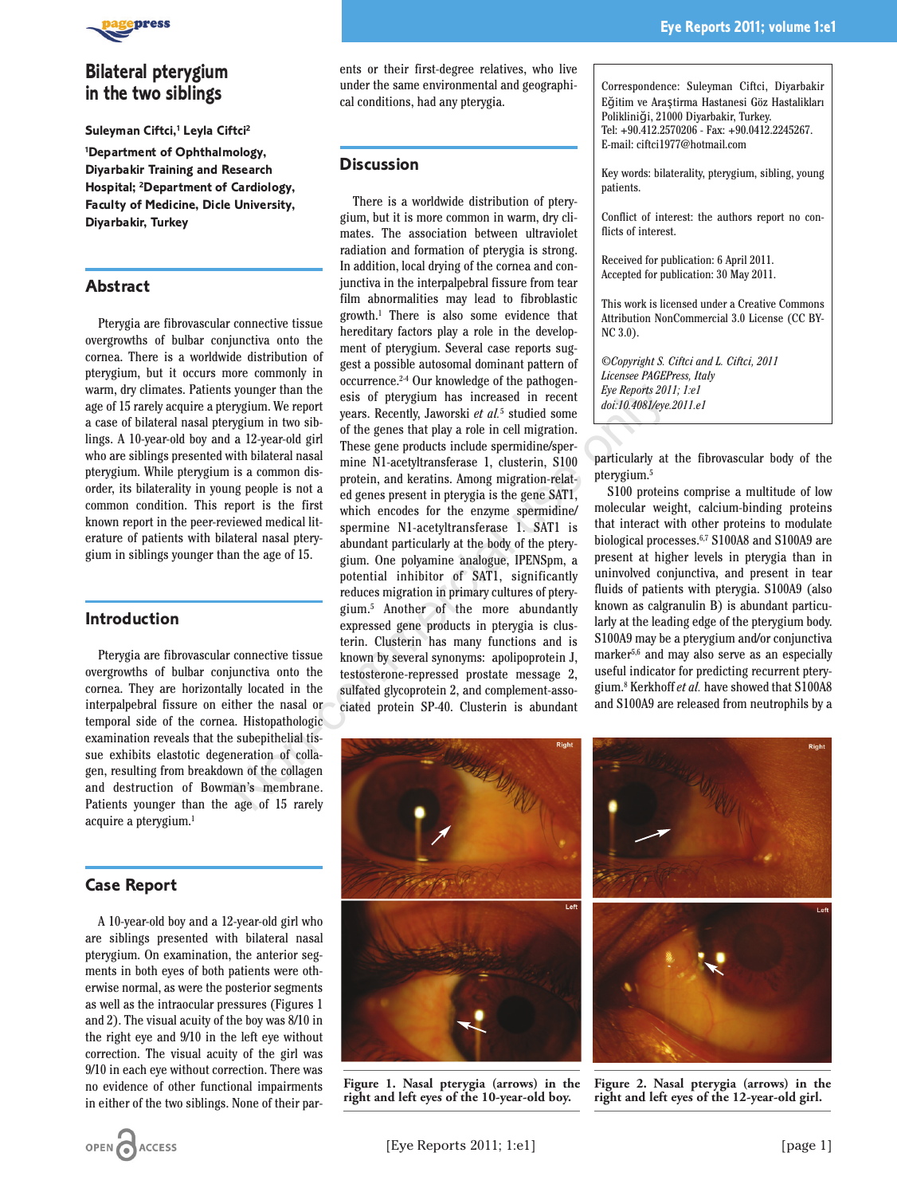# Bilateral pterygium in the two siblings

**Suleyman Ciftci,[1] Leyla Ciftci[2]**

**[1]Department of Ophthalmology, Diyarbakir Training and Research Hospital; [2]Department of Cardiology, Faculty of Medicine, Dicle University, Diyarbakir, Turkey**

## Abstract

Pterygia are fibrovascular connective tissue overgrowths of bulbar conjunctiva onto the cornea. There is a worldwide distribution of pterygium, but it occurs more commonly in warm, dry climates. Patients younger than the age of 15 rarely acquire a pterygium. We report a case of bilateral nasal pterygium in two siblings. A 10-year-old boy and a 12-year-old girl who are siblings presented with bilateral nasal pterygium. While pterygium is a common disorder, its bilaterality in young people is not a common condition. This report is the first known report in the peer-reviewed medical literature of patients with bilateral nasal pterygium in siblings younger than the age of 15.

## Introduction

Pterygia are fibrovascular connective tissue overgrowths of bulbar conjunctiva onto the cornea. They are horizontally located in the interpalpebral fissure on either the nasal or temporal side of the cornea. Histopathologic examination reveals that the subepithelial tissue exhibits elastotic degeneration of collagen, resulting from breakdown of the collagen and destruction of Bowman's membrane. Patients younger than the age of 15 rarely acquire a pterygium.[1]

## Case Report

A 10-year-old boy and a 12-year-old girl who are siblings presented with bilateral nasal pterygium. On examination, the anterior segments in both eyes of both patients were otherwise normal, as were the posterior segments as well as the intraocular pressures (Figures 1 and 2). The visual acuity of the boy was 8/10 in the right eye and 9/10 in the left eye without correction. The visual acuity of the girl was 9/10 in each eye without correction. There was no evidence of other functional impairments in either of the two siblings. None of their parents or their first-degree relatives, who live under the same environmental and geographical conditions, had any pterygia.

## Discussion

There is a worldwide distribution of pterygium, but it is more common in warm, dry climates. The association between ultraviolet radiation and formation of pterygia is strong. In addition, local drying of the cornea and conjunctiva in the interpalpebral fissure from tear film abnormalities may lead to fibroblastic growth.[1] There is also some evidence that hereditary factors play a role in the development of pterygium. Several case reports suggest a possible autosomal dominant pattern of occurrence.[2-4] Our knowledge of the pathogenesis of pterygium has increased in recent years. Recently, Jaworski *et al.*[5] studied some of the genes that play a role in cell migration. These gene products include spermidine/spermine N1-acetyltransferase 1, clusterin, S100 protein, and keratins. Among migration-related genes present in pterygia is the gene SAT1, which encodes for the enzyme spermidine/spermine N1-acetyltransferase 1. SAT1 is abundant particularly at the body of the pterygium. One polyamine analogue, IPENSpm, a potential inhibitor of SAT1, significantly reduces migration in primary cultures of pterygium.[5] Another of the more abundantly expressed gene products in pterygia is clusterin. Clusterin has many functions and is known by several synonyms: apolipoprotein J, testosterone-repressed prostate message 2, sulfated glycoprotein 2, and complement-associated protein SP-40. Clusterin is abundant particularly at the fibrovascular body of the pterygium.[5]

S100 proteins comprise a multitude of low molecular weight, calcium-binding proteins that interact with other proteins to modulate biological processes.[6,7] S100A8 and S100A9 are present at higher levels in pterygia than in uninvolved conjunctiva, and present in tear fluids of patients with pterygia. S100A9 (also known as calgranulin B) is abundant particularly at the leading edge of the pterygium body. S100A9 may be a pterygium and/or conjunctiva marker[5,6] and may also serve as an especially useful indicator for predicting recurrent pterygium.[8] Kerkhoff *et al.* have showed that S100A8 and S100A9 are released from neutrophils by a

Correspondence: Suleyman Ciftci, Diyarbakir Eğitim ve Araştirma Hastanesi Göz Hastaliklari Polikliniği, 21000 Diyarbakir, Turkey.
Tel: +90.412.2570206 - Fax: +90.0412.2245267.
E-mail: ciftci1977@hotmail.com

Key words: bilaterality, pterygium, sibling, young patients.

Conflict of interest: the authors report no conflicts of interest.

Received for publication: 6 April 2011.
Accepted for publication: 30 May 2011.

This work is licensed under a Creative Commons Attribution NonCommercial 3.0 License (CC BY-NC 3.0).

*©Copyright S. Ciftci and L. Ciftci, 2011*
*Licensee PAGEPress, Italy*
*Eye Reports 2011; 1:e1*
*doi:10.4081/eye.2011.e1*

**Figure 1. Nasal pterygia (arrows) in the right and left eyes of the 10-year-old boy.**

**Figure 2. Nasal pterygia (arrows) in the right and left eyes of the 12-year-old girl.**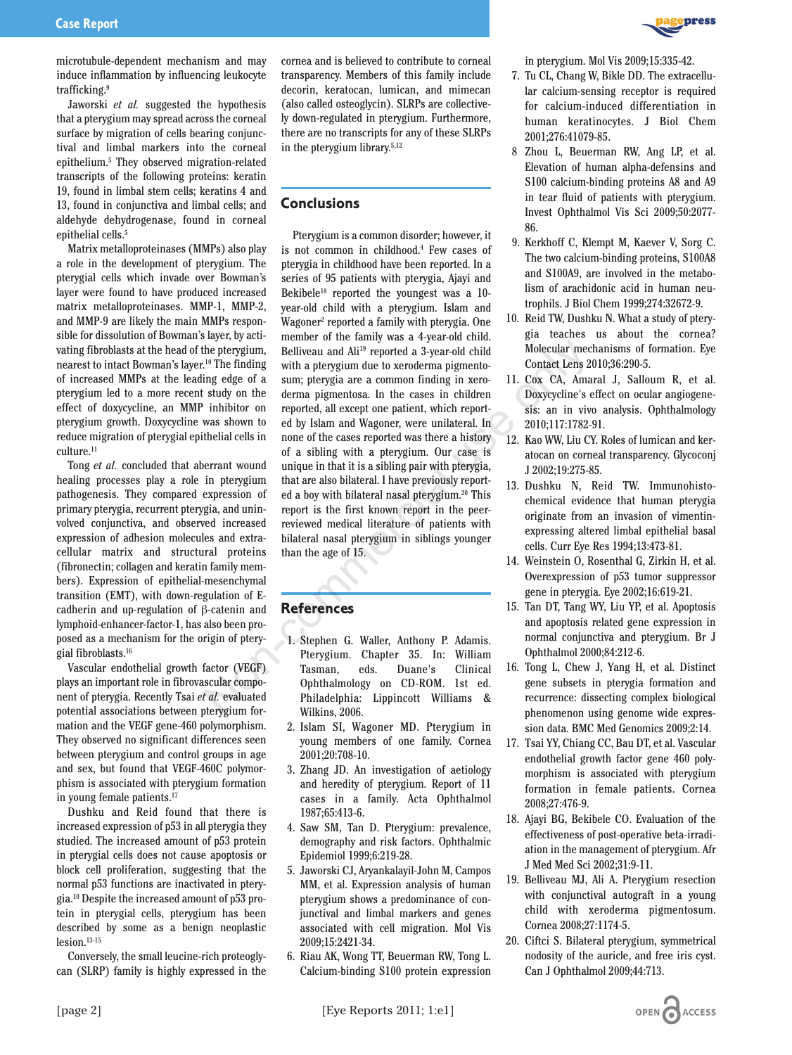microtubule-dependent mechanism and may induce inflammation by influencing leukocyte trafficking.[9]

Jaworski *et al.* suggested the hypothesis that a pterygium may spread across the corneal surface by migration of cells bearing conjunctival and limbal markers into the corneal epithelium.[5] They observed migration-related transcripts of the following proteins: keratin 19, found in limbal stem cells; keratins 4 and 13, found in conjunctiva and limbal cells; and aldehyde dehydrogenase, found in corneal epithelial cells.[5]

Matrix metalloproteinases (MMPs) also play a role in the development of pterygium. The pterygial cells which invade over Bowman's layer were found to have produced increased matrix metalloproteinases. MMP-1, MMP-2, and MMP-9 are likely the main MMPs responsible for dissolution of Bowman's layer, by activating fibroblasts at the head of the pterygium, nearest to intact Bowman's layer.[10] The finding of increased MMPs at the leading edge of a pterygium led to a more recent study on the effect of doxycycline, an MMP inhibitor on pterygium growth. Doxycycline was shown to reduce migration of pterygial epithelial cells in culture.[11]

Tong *et al.* concluded that aberrant wound healing processes play a role in pterygium pathogenesis. They compared expression of primary pterygia, recurrent pterygia, and uninvolved conjunctiva, and observed increased expression of adhesion molecules and extracellular matrix and structural proteins (fibronectin; collagen and keratin family members). Expression of epithelial-mesenchymal transition (EMT), with down-regulation of E-cadherin and up-regulation of β-catenin and lymphoid-enhancer-factor-1, has also been proposed as a mechanism for the origin of pterygial fibroblasts.[16]

Vascular endothelial growth factor (VEGF) plays an important role in fibrovascular component of pterygia. Recently Tsai *et al.* evaluated potential associations between pterygium formation and the VEGF gene-460 polymorphism. They observed no significant differences seen between pterygium and control groups in age and sex, but found that VEGF-460C polymorphism is associated with pterygium formation in young female patients.[17]

Dushku and Reid found that there is increased expression of p53 in all pterygia they studied. The increased amount of p53 protein in pterygial cells does not cause apoptosis or block cell proliferation, suggesting that the normal p53 functions are inactivated in pterygia.[10] Despite the increased amount of p53 protein in pterygial cells, pterygium has been described by some as a benign neoplastic lesion.[13-15]

Conversely, the small leucine-rich proteoglycan (SLRP) family is highly expressed in the cornea and is believed to contribute to corneal transparency. Members of this family include decorin, keratocan, lumican, and mimecan (also called osteoglycin). SLRPs are collectively down-regulated in pterygium. Furthermore, there are no transcripts for any of these SLRPs in the pterygium library.[5,12]

## Conclusions

Pterygium is a common disorder; however, it is not common in childhood.[4] Few cases of pterygia in childhood have been reported. In a series of 95 patients with pterygia, Ajayi and Bekibele[18] reported the youngest was a 10-year-old child with a pterygium. Islam and Wagoner[2] reported a family with pterygia. One member of the family was a 4-year-old child. Belliveau and Ali[19] reported a 3-year-old child with a pterygium due to xeroderma pigmentosum; pterygia are a common finding in xeroderma pigmentosa. In the cases in children reported, all except one patient, which reported by Islam and Wagoner, were unilateral. In none of the cases reported was there a history of a sibling with a pterygium. Our case is unique in that it is a sibling pair with pterygia, that are also bilateral. I have previously reported a boy with bilateral nasal pterygium.[20] This report is the first known report in the peer-reviewed medical literature of patients with bilateral nasal pterygium in siblings younger than the age of 15.

## References

1. Stephen G. Waller, Anthony P. Adamis. Pterygium. Chapter 35. In: William Tasman, eds. Duane's Clinical Ophthalmology on CD-ROM. 1st ed. Philadelphia: Lippincott Williams & Wilkins, 2006.
2. Islam SI, Wagoner MD. Pterygium in young members of one family. Cornea 2001;20:708-10.
3. Zhang JD. An investigation of aetiology and heredity of pterygium. Report of 11 cases in a family. Acta Ophthalmol 1987;65:413-6.
4. Saw SM, Tan D. Pterygium: prevalence, demography and risk factors. Ophthalmic Epidemiol 1999;6:219-28.
5. Jaworski CJ, Aryankalayil-John M, Campos MM, et al. Expression analysis of human pterygium shows a predominance of conjunctival and limbal markers and genes associated with cell migration. Mol Vis 2009;15:2421-34.
6. Riau AK, Wong TT, Beuerman RW, Tong L. Calcium-binding S100 protein expression in pterygium. Mol Vis 2009;15:335-42.
7. Tu CL, Chang W, Bikle DD. The extracellular calcium-sensing receptor is required for calcium-induced differentiation in human keratinocytes. J Biol Chem 2001;276:41079-85.
8. Zhou L, Beuerman RW, Ang LP, et al. Elevation of human alpha-defensins and S100 calcium-binding proteins A8 and A9 in tear fluid of patients with pterygium. Invest Ophthalmol Vis Sci 2009;50:2077-86.
9. Kerkhoff C, Klempt M, Kaever V, Sorg C. The two calcium-binding proteins, S100A8 and S100A9, are involved in the metabolism of arachidonic acid in human neutrophils. J Biol Chem 1999;274:32672-9.
10. Reid TW, Dushku N. What a study of pterygia teaches us about the cornea? Molecular mechanisms of formation. Eye Contact Lens 2010;36:290-5.
11. Cox CA, Amaral J, Salloum R, et al. Doxycycline's effect on ocular angiogenesis: an in vivo analysis. Ophthalmology 2010;117:1782-91.
12. Kao WW, Liu CY. Roles of lumican and keratocan on corneal transparency. Glycoconj J 2002;19:275-85.
13. Dushku N, Reid TW. Immunohistochemical evidence that human pterygia originate from an invasion of vimentin-expressing altered limbal epithelial basal cells. Curr Eye Res 1994;13:473-81.
14. Weinstein O, Rosenthal G, Zirkin H, et al. Overexpression of p53 tumor suppressor gene in pterygia. Eye 2002;16:619-21.
15. Tan DT, Tang WY, Liu YP, et al. Apoptosis and apoptosis related gene expression in normal conjunctiva and pterygium. Br J Ophthalmol 2000;84:212-6.
16. Tong L, Chew J, Yang H, et al. Distinct gene subsets in pterygia formation and recurrence: dissecting complex biological phenomenon using genome wide expression data. BMC Med Genomics 2009;2:14.
17. Tsai YY, Chiang CC, Bau DT, et al. Vascular endothelial growth factor gene 460 polymorphism is associated with pterygium formation in female patients. Cornea 2008;27:476-9.
18. Ajayi BG, Bekibele CO. Evaluation of the effectiveness of post-operative beta-irradiation in the management of pterygium. Afr J Med Med Sci 2002;31:9-11.
19. Belliveau MJ, Ali A. Pterygium resection with conjunctival autograft in a young child with xeroderma pigmentosum. Cornea 2008;27:1174-5.
20. Ciftci S. Bilateral pterygium, symmetrical nodosity of the auricle, and free iris cyst. Can J Ophthalmol 2009;44:713.